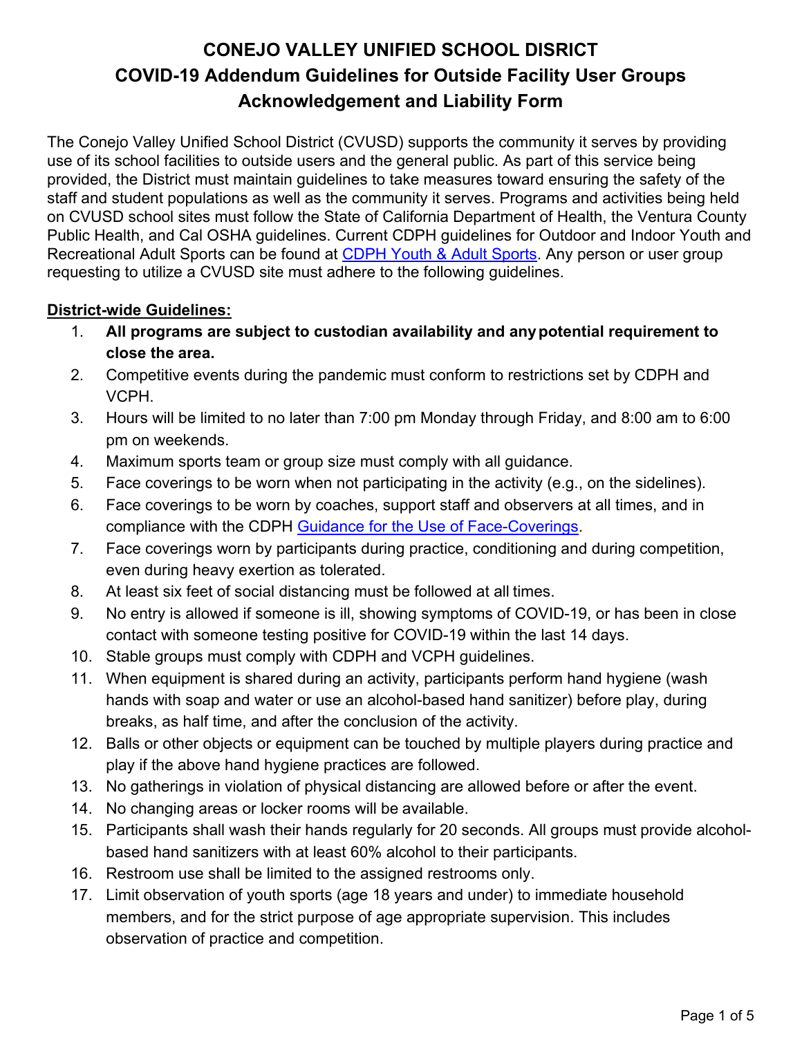# CONEJO VALLEY UNIFIED SCHOOL DISRICT
## COVID-19 Addendum Guidelines for Outside Facility User Groups
## Acknowledgement and Liability Form

The Conejo Valley Unified School District (CVUSD) supports the community it serves by providing use of its school facilities to outside users and the general public. As part of this service being provided, the District must maintain guidelines to take measures toward ensuring the safety of the staff and student populations as well as the community it serves. Programs and activities being held on CVUSD school sites must follow the State of California Department of Health, the Ventura County Public Health, and Cal OSHA guidelines. Current CDPH guidelines for Outdoor and Indoor Youth and Recreational Adult Sports can be found at CDPH Youth & Adult Sports. Any person or user group requesting to utilize a CVUSD site must adhere to the following guidelines.

**District-wide Guidelines:**

1. **All programs are subject to custodian availability and any potential requirement to close the area.**
2. Competitive events during the pandemic must conform to restrictions set by CDPH and VCPH.
3. Hours will be limited to no later than 7:00 pm Monday through Friday, and 8:00 am to 6:00 pm on weekends.
4. Maximum sports team or group size must comply with all guidance.
5. Face coverings to be worn when not participating in the activity (e.g., on the sidelines).
6. Face coverings to be worn by coaches, support staff and observers at all times, and in compliance with the CDPH Guidance for the Use of Face-Coverings.
7. Face coverings worn by participants during practice, conditioning and during competition, even during heavy exertion as tolerated.
8. At least six feet of social distancing must be followed at all times.
9. No entry is allowed if someone is ill, showing symptoms of COVID-19, or has been in close contact with someone testing positive for COVID-19 within the last 14 days.
10. Stable groups must comply with CDPH and VCPH guidelines.
11. When equipment is shared during an activity, participants perform hand hygiene (wash hands with soap and water or use an alcohol-based hand sanitizer) before play, during breaks, as half time, and after the conclusion of the activity.
12. Balls or other objects or equipment can be touched by multiple players during practice and play if the above hand hygiene practices are followed.
13. No gatherings in violation of physical distancing are allowed before or after the event.
14. No changing areas or locker rooms will be available.
15. Participants shall wash their hands regularly for 20 seconds. All groups must provide alcohol-based hand sanitizers with at least 60% alcohol to their participants.
16. Restroom use shall be limited to the assigned restrooms only.
17. Limit observation of youth sports (age 18 years and under) to immediate household members, and for the strict purpose of age appropriate supervision. This includes observation of practice and competition.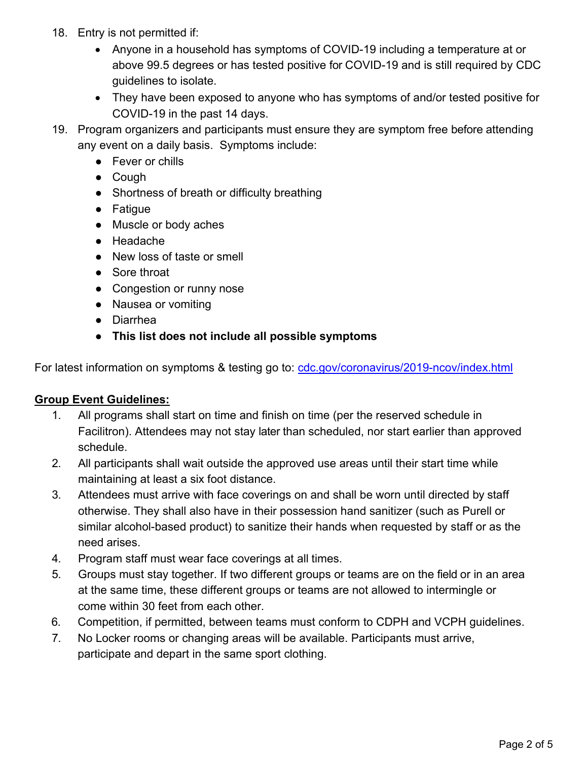18. Entry is not permitted if:
    - Anyone in a household has symptoms of COVID-19 including a temperature at or above 99.5 degrees or has tested positive for COVID-19 and is still required by CDC guidelines to isolate.
    - They have been exposed to anyone who has symptoms of and/or tested positive for COVID-19 in the past 14 days.
19. Program organizers and participants must ensure they are symptom free before attending any event on a daily basis. Symptoms include:
    - Fever or chills
    - Cough
    - Shortness of breath or difficulty breathing
    - Fatigue
    - Muscle or body aches
    - Headache
    - New loss of taste or smell
    - Sore throat
    - Congestion or runny nose
    - Nausea or vomiting
    - Diarrhea
    - **This list does not include all possible symptoms**

For latest information on symptoms & testing go to: [cdc.gov/coronavirus/2019-ncov/index.html](https://cdc.gov/coronavirus/2019-ncov/index.html)

**Group Event Guidelines:**

1. All programs shall start on time and finish on time (per the reserved schedule in Facilitron). Attendees may not stay later than scheduled, nor start earlier than approved schedule.
2. All participants shall wait outside the approved use areas until their start time while maintaining at least a six foot distance.
3. Attendees must arrive with face coverings on and shall be worn until directed by staff otherwise. They shall also have in their possession hand sanitizer (such as Purell or similar alcohol-based product) to sanitize their hands when requested by staff or as the need arises.
4. Program staff must wear face coverings at all times.
5. Groups must stay together. If two different groups or teams are on the field or in an area at the same time, these different groups or teams are not allowed to intermingle or come within 30 feet from each other.
6. Competition, if permitted, between teams must conform to CDPH and VCPH guidelines.
7. No Locker rooms or changing areas will be available. Participants must arrive, participate and depart in the same sport clothing.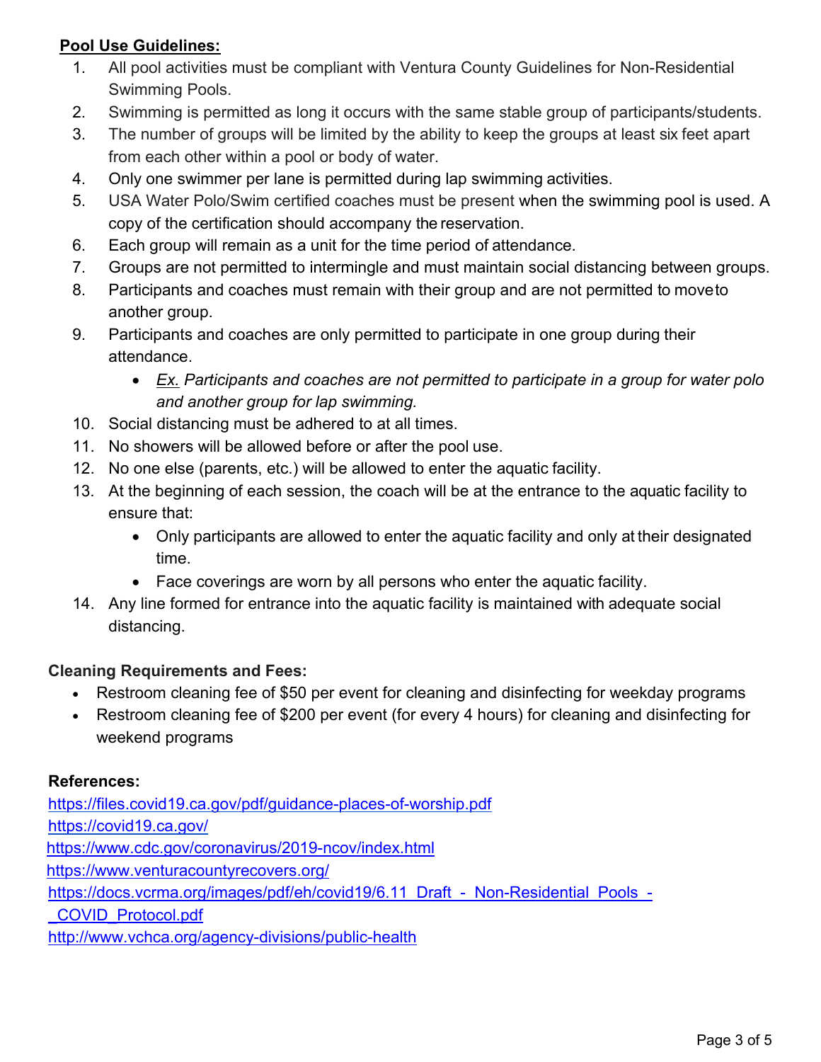**Pool Use Guidelines:**

1. All pool activities must be compliant with Ventura County Guidelines for Non-Residential Swimming Pools.
2. Swimming is permitted as long it occurs with the same stable group of participants/students.
3. The number of groups will be limited by the ability to keep the groups at least six feet apart from each other within a pool or body of water.
4. Only one swimmer per lane is permitted during lap swimming activities.
5. USA Water Polo/Swim certified coaches must be present when the swimming pool is used. A copy of the certification should accompany the reservation.
6. Each group will remain as a unit for the time period of attendance.
7. Groups are not permitted to intermingle and must maintain social distancing between groups.
8. Participants and coaches must remain with their group and are not permitted to move to another group.
9. Participants and coaches are only permitted to participate in one group during their attendance.
   - *Ex. Participants and coaches are not permitted to participate in a group for water polo and another group for lap swimming.*
10. Social distancing must be adhered to at all times.
11. No showers will be allowed before or after the pool use.
12. No one else (parents, etc.) will be allowed to enter the aquatic facility.
13. At the beginning of each session, the coach will be at the entrance to the aquatic facility to ensure that:
    - Only participants are allowed to enter the aquatic facility and only at their designated time.
    - Face coverings are worn by all persons who enter the aquatic facility.
14. Any line formed for entrance into the aquatic facility is maintained with adequate social distancing.

**Cleaning Requirements and Fees:**

- Restroom cleaning fee of $50 per event for cleaning and disinfecting for weekday programs
- Restroom cleaning fee of $200 per event (for every 4 hours) for cleaning and disinfecting for weekend programs

**References:**

https://files.covid19.ca.gov/pdf/guidance-places-of-worship.pdf
https://covid19.ca.gov/
https://www.cdc.gov/coronavirus/2019-ncov/index.html
https://www.venturacountyrecovers.org/
https://docs.vcrma.org/images/pdf/eh/covid19/6.11_Draft_-_Non-Residential_Pools_-_COVID_Protocol.pdf
http://www.vchca.org/agency-divisions/public-health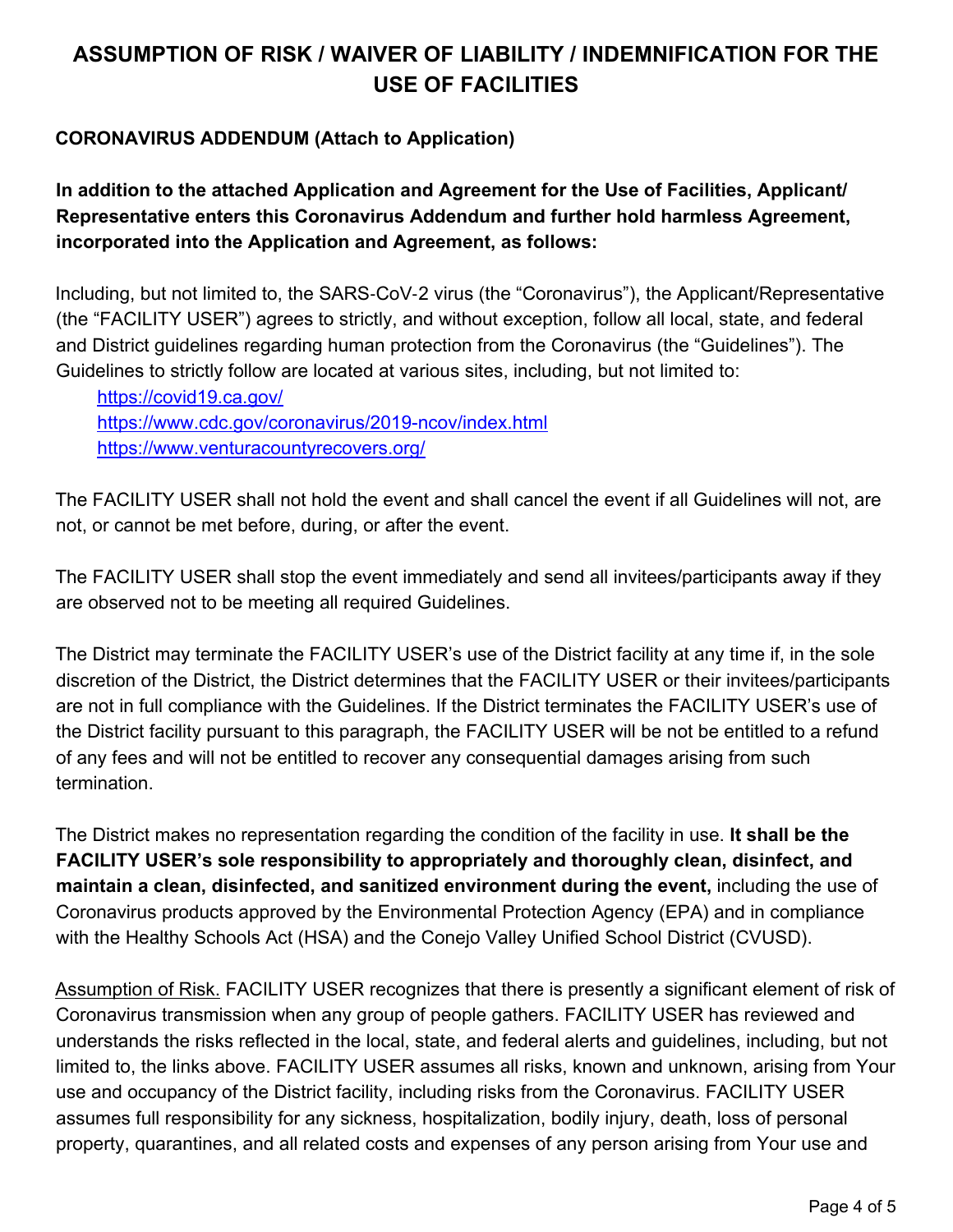# ASSUMPTION OF RISK / WAIVER OF LIABILITY / INDEMNIFICATION FOR THE USE OF FACILITIES

**CORONAVIRUS ADDENDUM (Attach to Application)**

**In addition to the attached Application and Agreement for the Use of Facilities, Applicant/ Representative enters this Coronavirus Addendum and further hold harmless Agreement, incorporated into the Application and Agreement, as follows:**

Including, but not limited to, the SARS-CoV-2 virus (the "Coronavirus"), the Applicant/Representative (the "FACILITY USER") agrees to strictly, and without exception, follow all local, state, and federal and District guidelines regarding human protection from the Coronavirus (the "Guidelines"). The Guidelines to strictly follow are located at various sites, including, but not limited to:

https://covid19.ca.gov/
https://www.cdc.gov/coronavirus/2019-ncov/index.html
https://www.venturacountyrecovers.org/

The FACILITY USER shall not hold the event and shall cancel the event if all Guidelines will not, are not, or cannot be met before, during, or after the event.

The FACILITY USER shall stop the event immediately and send all invitees/participants away if they are observed not to be meeting all required Guidelines.

The District may terminate the FACILITY USER's use of the District facility at any time if, in the sole discretion of the District, the District determines that the FACILITY USER or their invitees/participants are not in full compliance with the Guidelines. If the District terminates the FACILITY USER's use of the District facility pursuant to this paragraph, the FACILITY USER will be not be entitled to a refund of any fees and will not be entitled to recover any consequential damages arising from such termination.

The District makes no representation regarding the condition of the facility in use. **It shall be the FACILITY USER's sole responsibility to appropriately and thoroughly clean, disinfect, and maintain a clean, disinfected, and sanitized environment during the event,** including the use of Coronavirus products approved by the Environmental Protection Agency (EPA) and in compliance with the Healthy Schools Act (HSA) and the Conejo Valley Unified School District (CVUSD).

<u>Assumption of Risk.</u> FACILITY USER recognizes that there is presently a significant element of risk of Coronavirus transmission when any group of people gathers. FACILITY USER has reviewed and understands the risks reflected in the local, state, and federal alerts and guidelines, including, but not limited to, the links above. FACILITY USER assumes all risks, known and unknown, arising from Your use and occupancy of the District facility, including risks from the Coronavirus. FACILITY USER assumes full responsibility for any sickness, hospitalization, bodily injury, death, loss of personal property, quarantines, and all related costs and expenses of any person arising from Your use and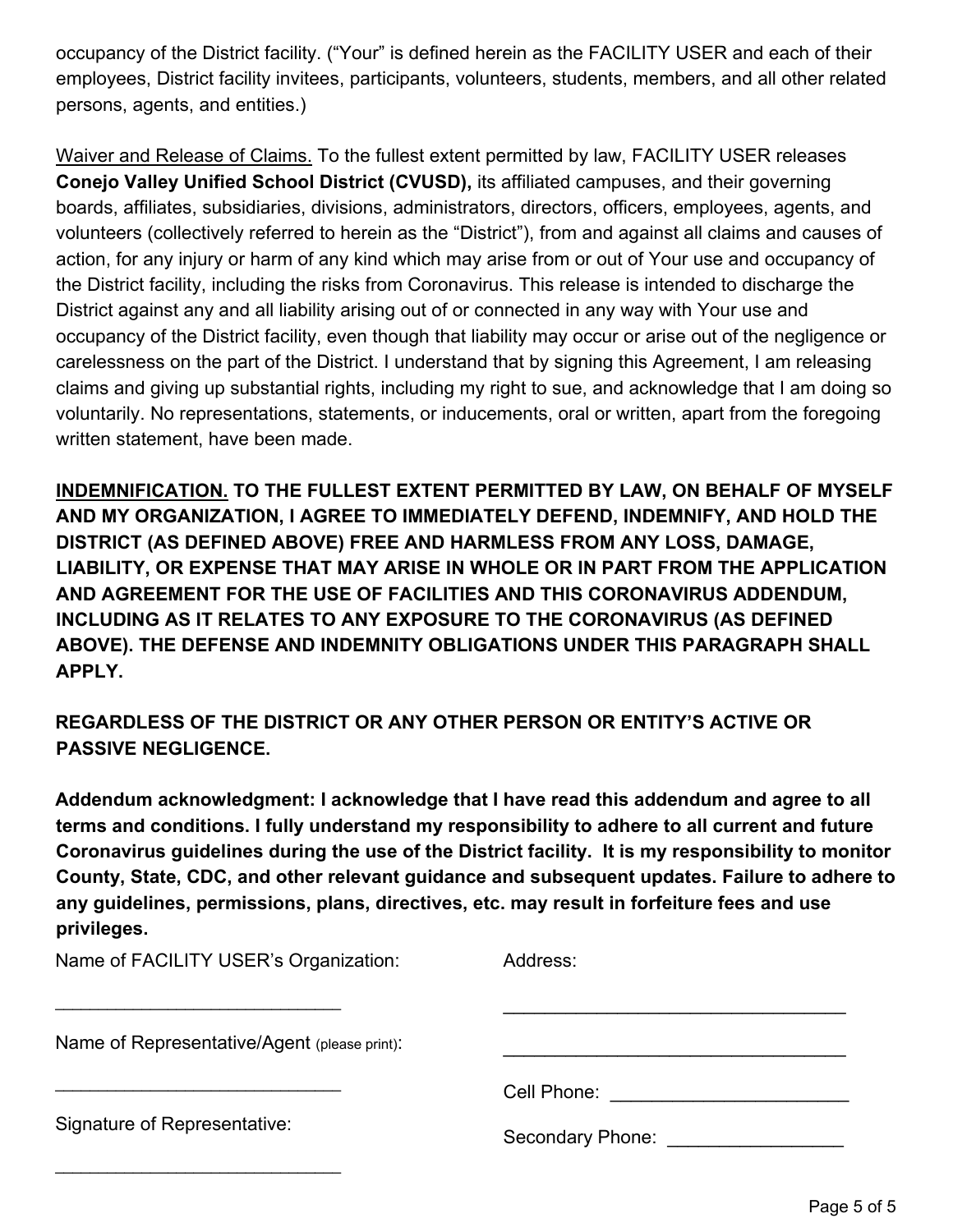occupancy of the District facility. ("Your" is defined herein as the FACILITY USER and each of their employees, District facility invitees, participants, volunteers, students, members, and all other related persons, agents, and entities.)

Waiver and Release of Claims. To the fullest extent permitted by law, FACILITY USER releases **Conejo Valley Unified School District (CVUSD),** its affiliated campuses, and their governing boards, affiliates, subsidiaries, divisions, administrators, directors, officers, employees, agents, and volunteers (collectively referred to herein as the "District"), from and against all claims and causes of action, for any injury or harm of any kind which may arise from or out of Your use and occupancy of the District facility, including the risks from Coronavirus. This release is intended to discharge the District against any and all liability arising out of or connected in any way with Your use and occupancy of the District facility, even though that liability may occur or arise out of the negligence or carelessness on the part of the District. I understand that by signing this Agreement, I am releasing claims and giving up substantial rights, including my right to sue, and acknowledge that I am doing so voluntarily. No representations, statements, or inducements, oral or written, apart from the foregoing written statement, have been made.

**INDEMNIFICATION. TO THE FULLEST EXTENT PERMITTED BY LAW, ON BEHALF OF MYSELF AND MY ORGANIZATION, I AGREE TO IMMEDIATELY DEFEND, INDEMNIFY, AND HOLD THE DISTRICT (AS DEFINED ABOVE) FREE AND HARMLESS FROM ANY LOSS, DAMAGE, LIABILITY, OR EXPENSE THAT MAY ARISE IN WHOLE OR IN PART FROM THE APPLICATION AND AGREEMENT FOR THE USE OF FACILITIES AND THIS CORONAVIRUS ADDENDUM, INCLUDING AS IT RELATES TO ANY EXPOSURE TO THE CORONAVIRUS (AS DEFINED ABOVE). THE DEFENSE AND INDEMNITY OBLIGATIONS UNDER THIS PARAGRAPH SHALL APPLY.**

**REGARDLESS OF THE DISTRICT OR ANY OTHER PERSON OR ENTITY'S ACTIVE OR PASSIVE NEGLIGENCE.**

**Addendum acknowledgment: I acknowledge that I have read this addendum and agree to all terms and conditions. I fully understand my responsibility to adhere to all current and future Coronavirus guidelines during the use of the District facility. It is my responsibility to monitor County, State, CDC, and other relevant guidance and subsequent updates. Failure to adhere to any guidelines, permissions, plans, directives, etc. may result in forfeiture fees and use privileges.**

Name of FACILITY USER's Organization: ____________________________

Name of Representative/Agent (please print): ____________________________

Signature of Representative: ____________________________

Address: ____________________________________

____________________________________

Cell Phone: ________________________

Secondary Phone: _________________